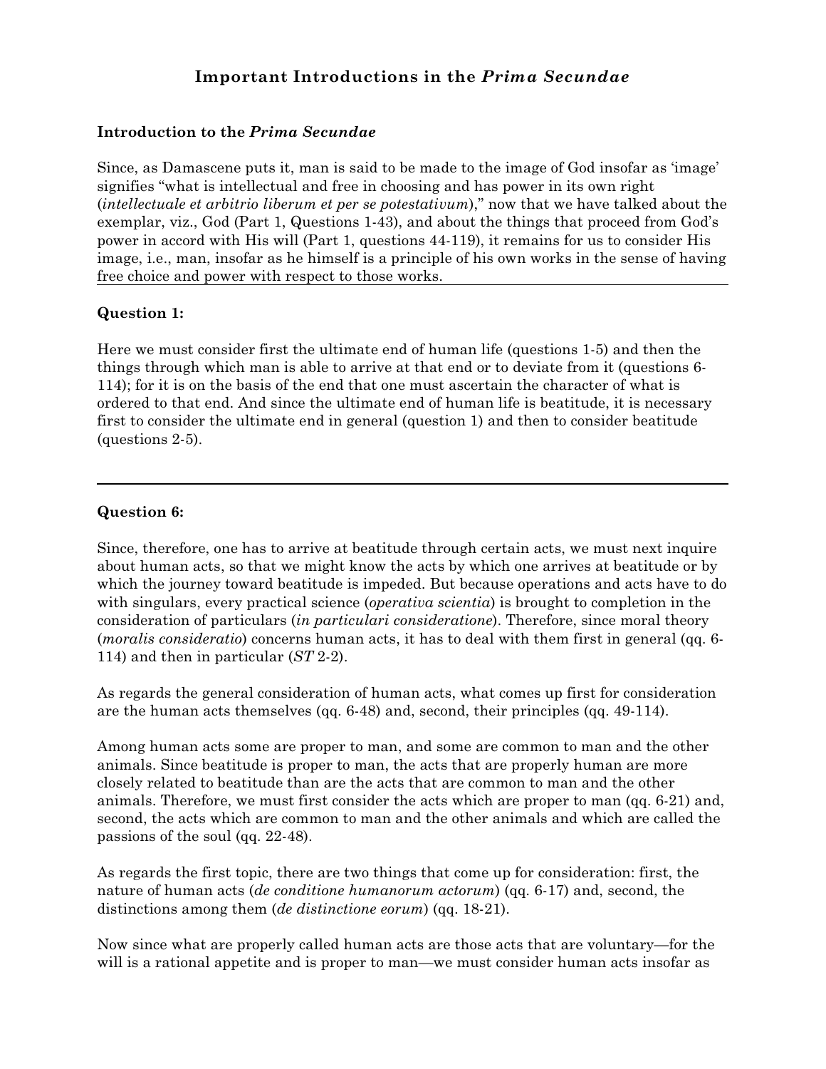# Important Introductions in the *Prima Secundae*

### Introduction to the *Prima Secundae*

Since, as Damascene puts it, man is said to be made to the image of God insofar as 'image' signifies "what is intellectual and free in choosing and has power in its own right (*intellectuale et arbitrio liberum et per se potestativum*)," now that we have talked about the exemplar, viz., God (Part 1, Questions 1-43), and about the things that proceed from God's power in accord with His will (Part 1, questions 44-119), it remains for us to consider His image, i.e., man, insofar as he himself is a principle of his own works in the sense of having free choice and power with respect to those works.

---

### Question 1:

Here we must consider first the ultimate end of human life (questions 1-5) and then the things through which man is able to arrive at that end or to deviate from it (questions 6-114); for it is on the basis of the end that one must ascertain the character of what is ordered to that end. And since the ultimate end of human life is beatitude, it is necessary first to consider the ultimate end in general (question 1) and then to consider beatitude (questions 2-5).

---

### Question 6:

Since, therefore, one has to arrive at beatitude through certain acts, we must next inquire about human acts, so that we might know the acts by which one arrives at beatitude or by which the journey toward beatitude is impeded. But because operations and acts have to do with singulars, every practical science (*operativa scientia*) is brought to completion in the consideration of particulars (*in particulari consideratione*). Therefore, since moral theory (*moralis consideratio*) concerns human acts, it has to deal with them first in general (qq. 6-114) and then in particular (*ST* 2-2).

As regards the general consideration of human acts, what comes up first for consideration are the human acts themselves (qq. 6-48) and, second, their principles (qq. 49-114).

Among human acts some are proper to man, and some are common to man and the other animals. Since beatitude is proper to man, the acts that are properly human are more closely related to beatitude than are the acts that are common to man and the other animals. Therefore, we must first consider the acts which are proper to man (qq. 6-21) and, second, the acts which are common to man and the other animals and which are called the passions of the soul (qq. 22-48).

As regards the first topic, there are two things that come up for consideration: first, the nature of human acts (*de conditione humanorum actorum*) (qq. 6-17) and, second, the distinctions among them (*de distinctione eorum*) (qq. 18-21).

Now since what are properly called human acts are those acts that are voluntary—for the will is a rational appetite and is proper to man—we must consider human acts insofar as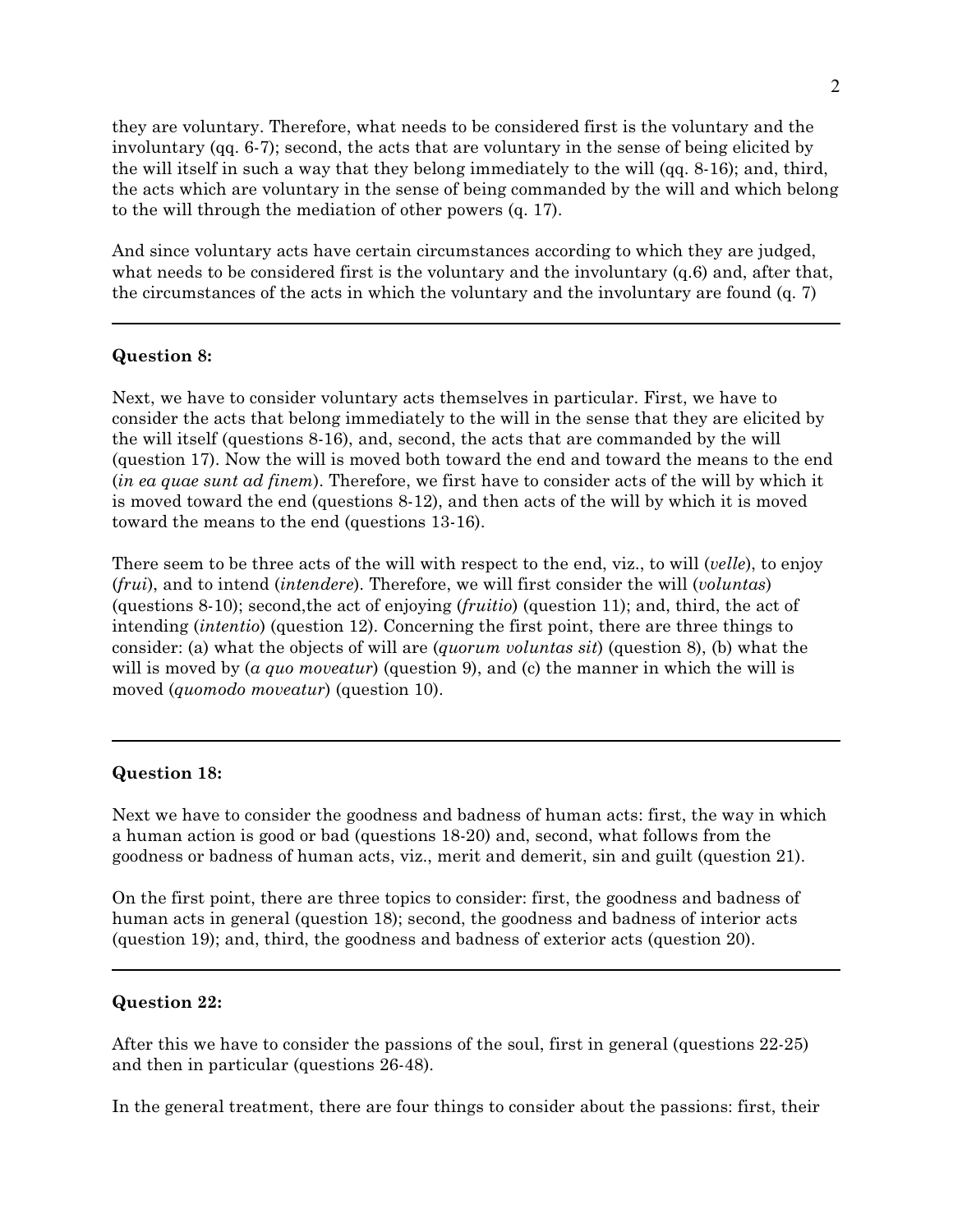they are voluntary. Therefore, what needs to be considered first is the voluntary and the involuntary (qq. 6-7); second, the acts that are voluntary in the sense of being elicited by the will itself in such a way that they belong immediately to the will (qq. 8-16); and, third, the acts which are voluntary in the sense of being commanded by the will and which belong to the will through the mediation of other powers (q. 17).

And since voluntary acts have certain circumstances according to which they are judged, what needs to be considered first is the voluntary and the involuntary (q.6) and, after that, the circumstances of the acts in which the voluntary and the involuntary are found (q. 7)

---

**Question 8:**

Next, we have to consider voluntary acts themselves in particular. First, we have to consider the acts that belong immediately to the will in the sense that they are elicited by the will itself (questions 8-16), and, second, the acts that are commanded by the will (question 17). Now the will is moved both toward the end and toward the means to the end (*in ea quae sunt ad finem*). Therefore, we first have to consider acts of the will by which it is moved toward the end (questions 8-12), and then acts of the will by which it is moved toward the means to the end (questions 13-16).

There seem to be three acts of the will with respect to the end, viz., to will (*velle*), to enjoy (*frui*), and to intend (*intendere*). Therefore, we will first consider the will (*voluntas*) (questions 8-10); second,the act of enjoying (*fruitio*) (question 11); and, third, the act of intending (*intentio*) (question 12). Concerning the first point, there are three things to consider: (a) what the objects of will are (*quorum voluntas sit*) (question 8), (b) what the will is moved by (*a quo moveatur*) (question 9), and (c) the manner in which the will is moved (*quomodo moveatur*) (question 10).

---

**Question 18:**

Next we have to consider the goodness and badness of human acts: first, the way in which a human action is good or bad (questions 18-20) and, second, what follows from the goodness or badness of human acts, viz., merit and demerit, sin and guilt (question 21).

On the first point, there are three topics to consider: first, the goodness and badness of human acts in general (question 18); second, the goodness and badness of interior acts (question 19); and, third, the goodness and badness of exterior acts (question 20).

---

**Question 22:**

After this we have to consider the passions of the soul, first in general (questions 22-25) and then in particular (questions 26-48).

In the general treatment, there are four things to consider about the passions: first, their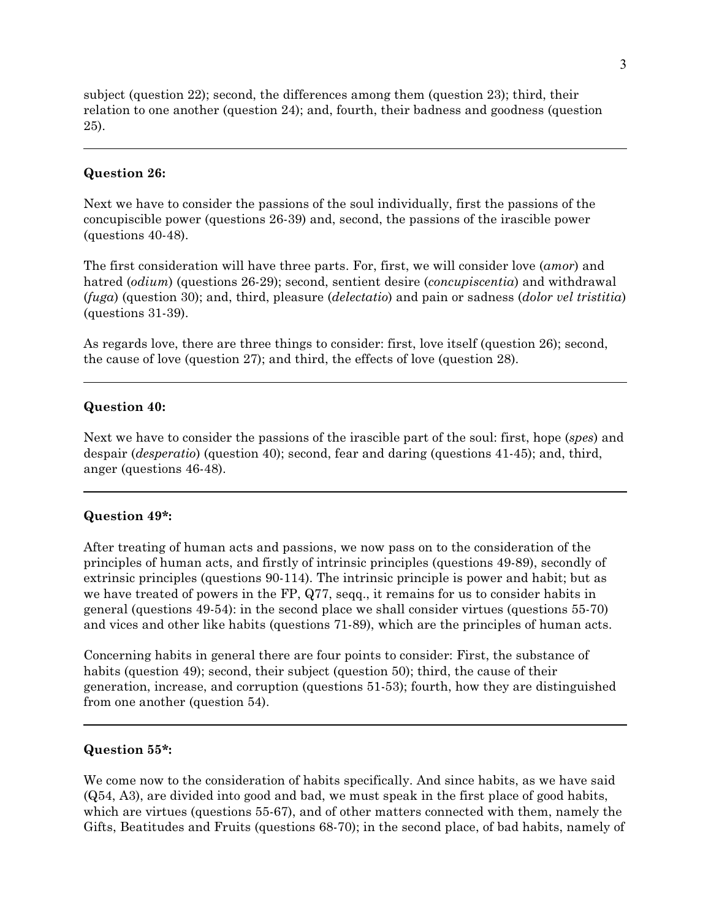subject (question 22); second, the differences among them (question 23); third, their relation to one another (question 24); and, fourth, their badness and goodness (question 25).

---

**Question 26:**

Next we have to consider the passions of the soul individually, first the passions of the concupiscible power (questions 26-39) and, second, the passions of the irascible power (questions 40-48).

The first consideration will have three parts. For, first, we will consider love (*amor*) and hatred (*odium*) (questions 26-29); second, sentient desire (*concupiscentia*) and withdrawal (*fuga*) (question 30); and, third, pleasure (*delectatio*) and pain or sadness (*dolor vel tristitia*) (questions 31-39).

As regards love, there are three things to consider: first, love itself (question 26); second, the cause of love (question 27); and third, the effects of love (question 28).

---

**Question 40:**

Next we have to consider the passions of the irascible part of the soul: first, hope (*spes*) and despair (*desperatio*) (question 40); second, fear and daring (questions 41-45); and, third, anger (questions 46-48).

---

**Question 49*:**

After treating of human acts and passions, we now pass on to the consideration of the principles of human acts, and firstly of intrinsic principles (questions 49-89), secondly of extrinsic principles (questions 90-114). The intrinsic principle is power and habit; but as we have treated of powers in the FP, Q77, seqq., it remains for us to consider habits in general (questions 49-54): in the second place we shall consider virtues (questions 55-70) and vices and other like habits (questions 71-89), which are the principles of human acts.

Concerning habits in general there are four points to consider: First, the substance of habits (question 49); second, their subject (question 50); third, the cause of their generation, increase, and corruption (questions 51-53); fourth, how they are distinguished from one another (question 54).

---

**Question 55*:**

We come now to the consideration of habits specifically. And since habits, as we have said (Q54, A3), are divided into good and bad, we must speak in the first place of good habits, which are virtues (questions 55-67), and of other matters connected with them, namely the Gifts, Beatitudes and Fruits (questions 68-70); in the second place, of bad habits, namely of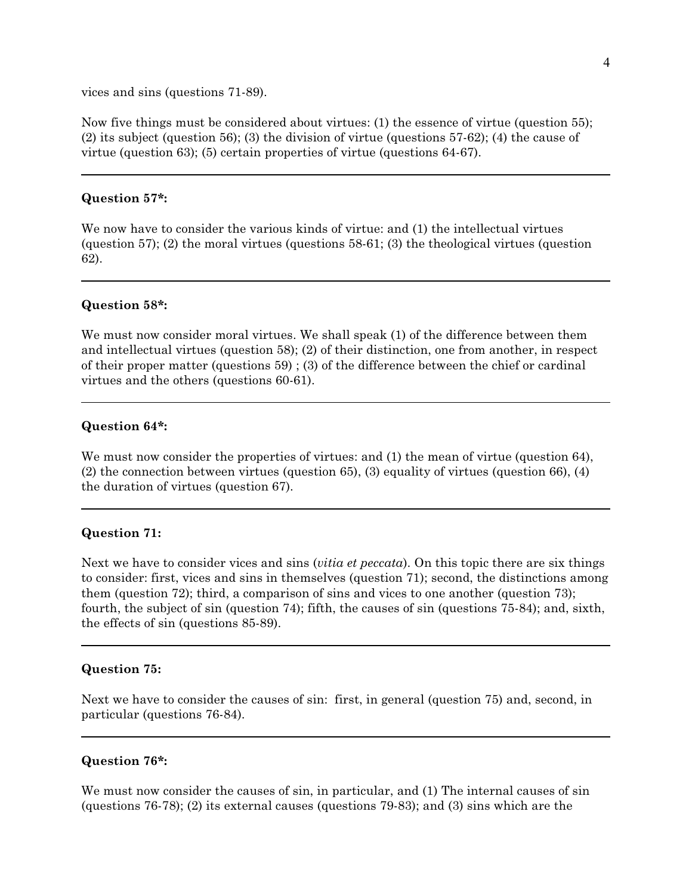vices and sins (questions 71-89).

Now five things must be considered about virtues: (1) the essence of virtue (question 55); (2) its subject (question 56); (3) the division of virtue (questions 57-62); (4) the cause of virtue (question 63); (5) certain properties of virtue (questions 64-67).

---

**Question 57*:**

We now have to consider the various kinds of virtue: and (1) the intellectual virtues (question 57); (2) the moral virtues (questions 58-61; (3) the theological virtues (question 62).

---

**Question 58*:**

We must now consider moral virtues. We shall speak (1) of the difference between them and intellectual virtues (question 58); (2) of their distinction, one from another, in respect of their proper matter (questions 59) ; (3) of the difference between the chief or cardinal virtues and the others (questions 60-61).

---

**Question 64*:**

We must now consider the properties of virtues: and (1) the mean of virtue (question 64), (2) the connection between virtues (question 65), (3) equality of virtues (question 66), (4) the duration of virtues (question 67).

---

**Question 71:**

Next we have to consider vices and sins (*vitia et peccata*). On this topic there are six things to consider: first, vices and sins in themselves (question 71); second, the distinctions among them (question 72); third, a comparison of sins and vices to one another (question 73); fourth, the subject of sin (question 74); fifth, the causes of sin (questions 75-84); and, sixth, the effects of sin (questions 85-89).

---

**Question 75:**

Next we have to consider the causes of sin: first, in general (question 75) and, second, in particular (questions 76-84).

---

**Question 76*:**

We must now consider the causes of sin, in particular, and (1) The internal causes of sin (questions 76-78); (2) its external causes (questions 79-83); and (3) sins which are the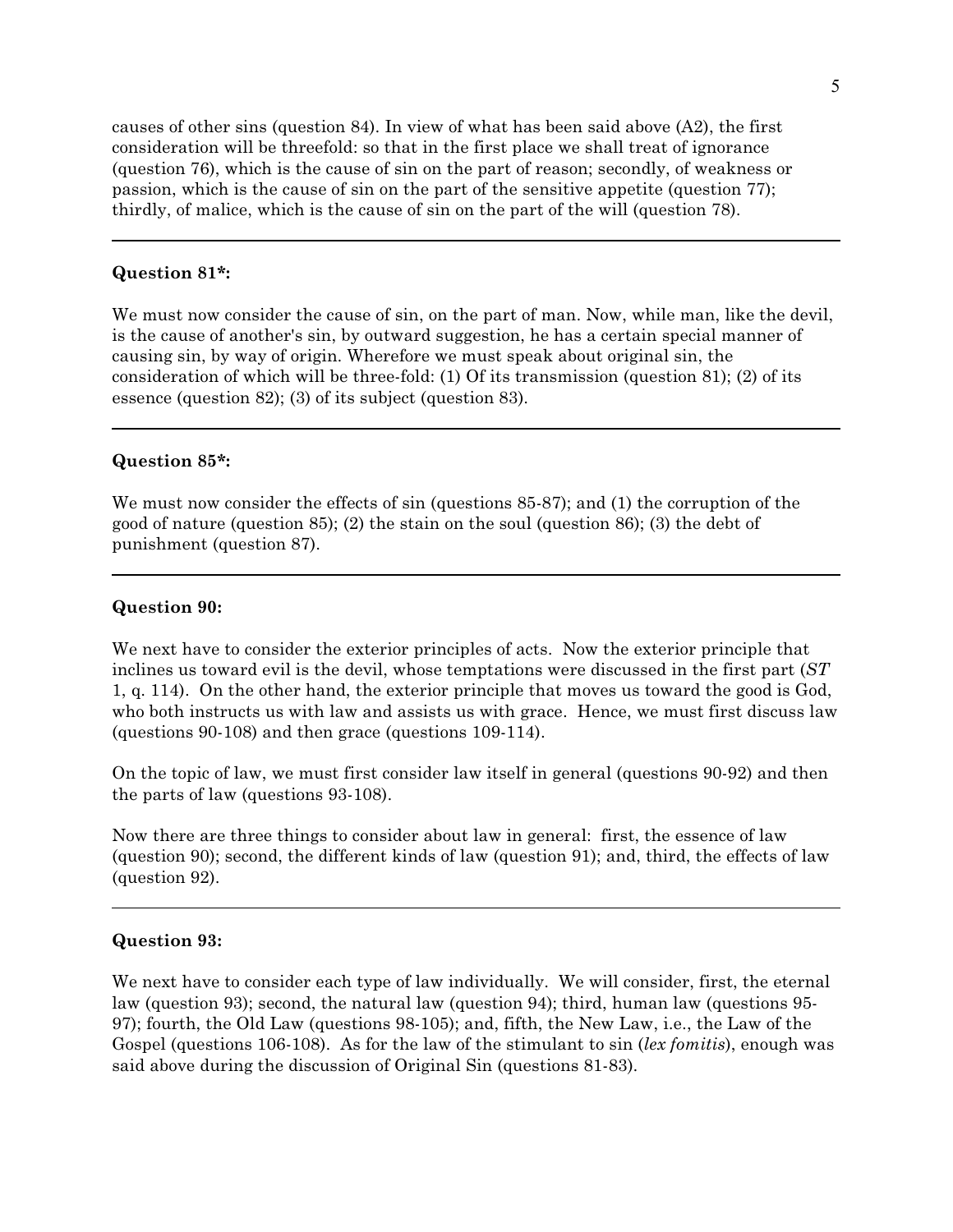causes of other sins (question 84). In view of what has been said above (A2), the first consideration will be threefold: so that in the first place we shall treat of ignorance (question 76), which is the cause of sin on the part of reason; secondly, of weakness or passion, which is the cause of sin on the part of the sensitive appetite (question 77); thirdly, of malice, which is the cause of sin on the part of the will (question 78).

---

**Question 81*:**

We must now consider the cause of sin, on the part of man. Now, while man, like the devil, is the cause of another's sin, by outward suggestion, he has a certain special manner of causing sin, by way of origin. Wherefore we must speak about original sin, the consideration of which will be three-fold: (1) Of its transmission (question 81); (2) of its essence (question 82); (3) of its subject (question 83).

---

**Question 85*:**

We must now consider the effects of sin (questions 85-87); and (1) the corruption of the good of nature (question 85); (2) the stain on the soul (question 86); (3) the debt of punishment (question 87).

---

**Question 90:**

We next have to consider the exterior principles of acts. Now the exterior principle that inclines us toward evil is the devil, whose temptations were discussed in the first part (*ST* 1, q. 114). On the other hand, the exterior principle that moves us toward the good is God, who both instructs us with law and assists us with grace. Hence, we must first discuss law (questions 90-108) and then grace (questions 109-114).

On the topic of law, we must first consider law itself in general (questions 90-92) and then the parts of law (questions 93-108).

Now there are three things to consider about law in general: first, the essence of law (question 90); second, the different kinds of law (question 91); and, third, the effects of law (question 92).

---

**Question 93:**

We next have to consider each type of law individually. We will consider, first, the eternal law (question 93); second, the natural law (question 94); third, human law (questions 95-97); fourth, the Old Law (questions 98-105); and, fifth, the New Law, i.e., the Law of the Gospel (questions 106-108). As for the law of the stimulant to sin (*lex fomitis*), enough was said above during the discussion of Original Sin (questions 81-83).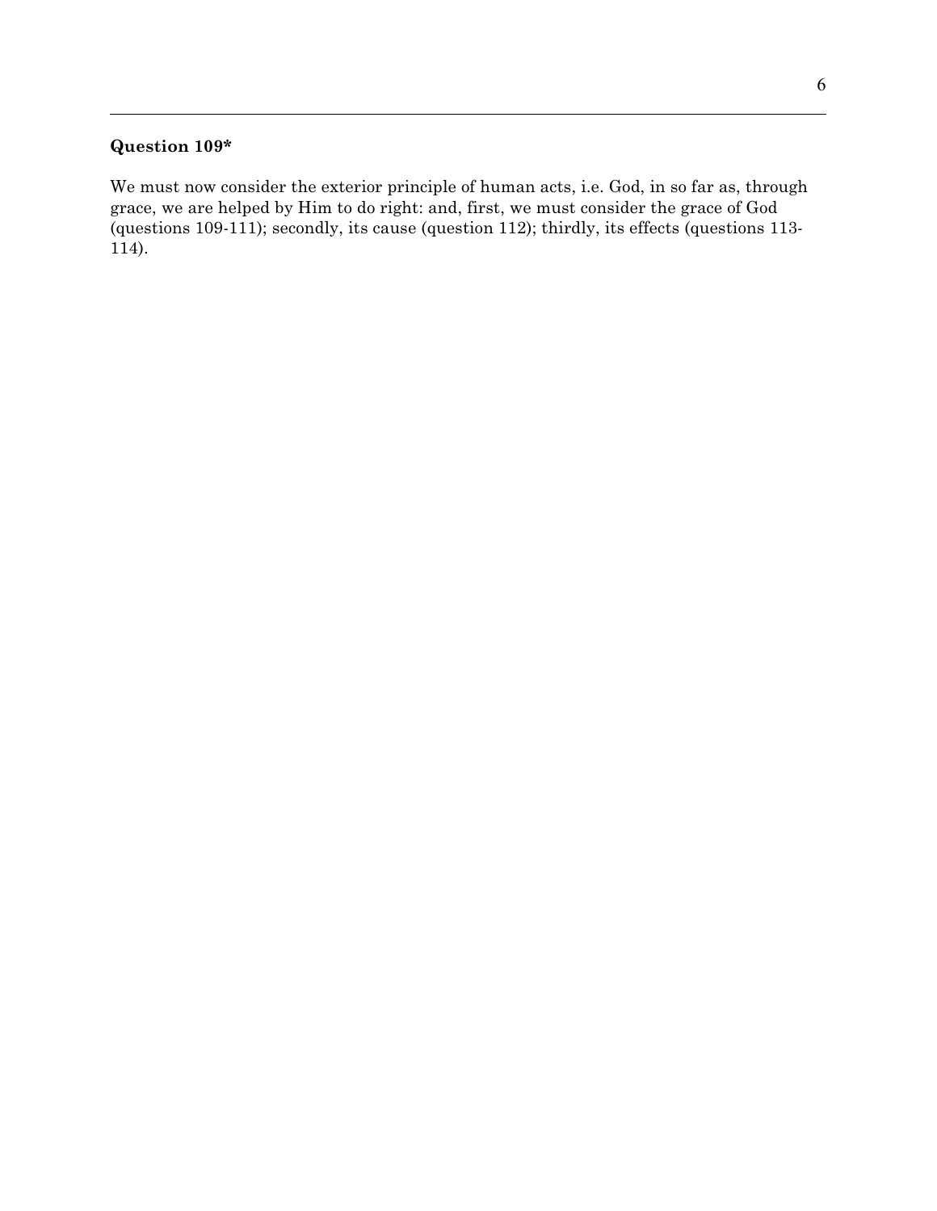**Question 109***

We must now consider the exterior principle of human acts, i.e. God, in so far as, through grace, we are helped by Him to do right: and, first, we must consider the grace of God (questions 109-111); secondly, its cause (question 112); thirdly, its effects (questions 113-114).